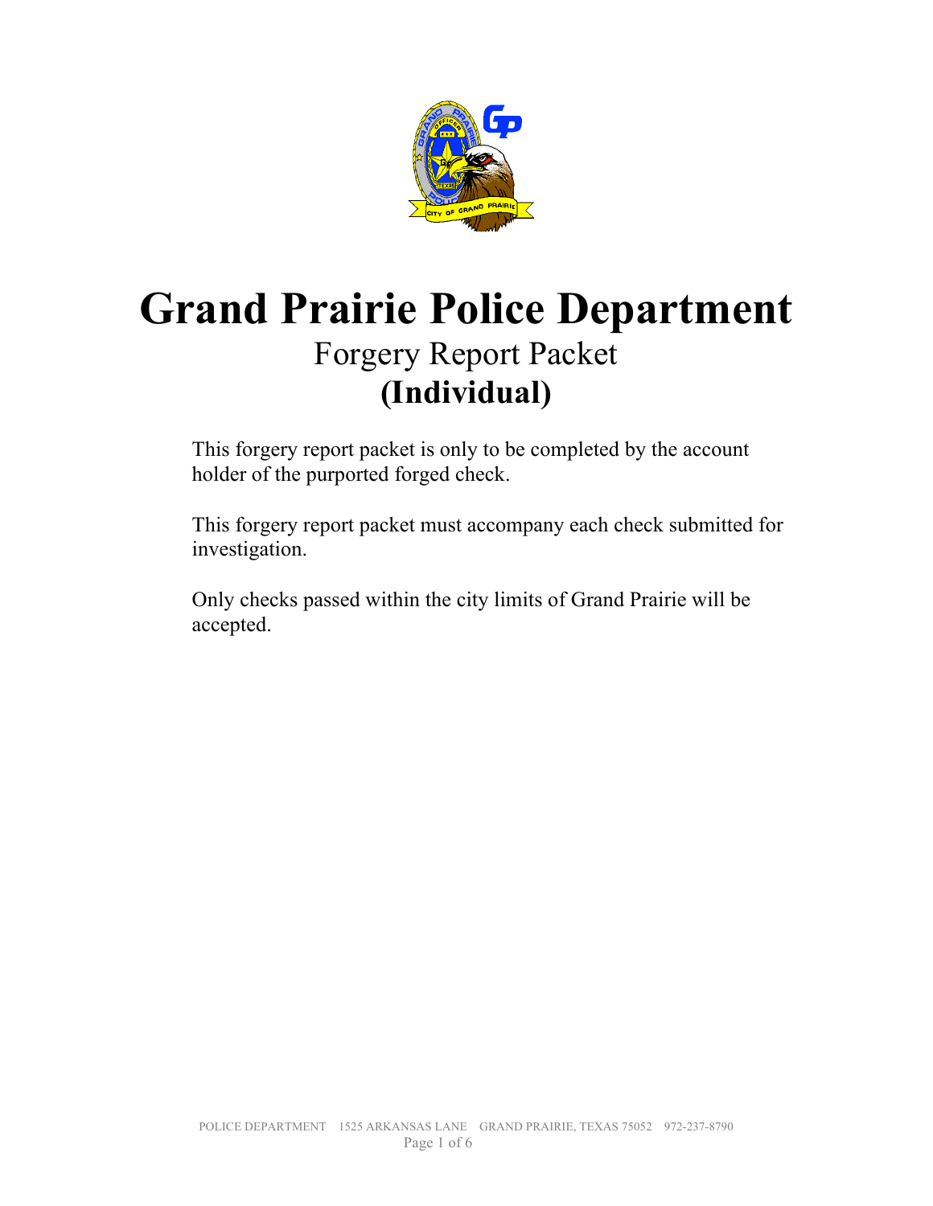# Grand Prairie Police Department

## Forgery Report Packet

## **(Individual)**

This forgery report packet is only to be completed by the account holder of the purported forged check.

This forgery report packet must accompany each check submitted for investigation.

Only checks passed within the city limits of Grand Prairie will be accepted.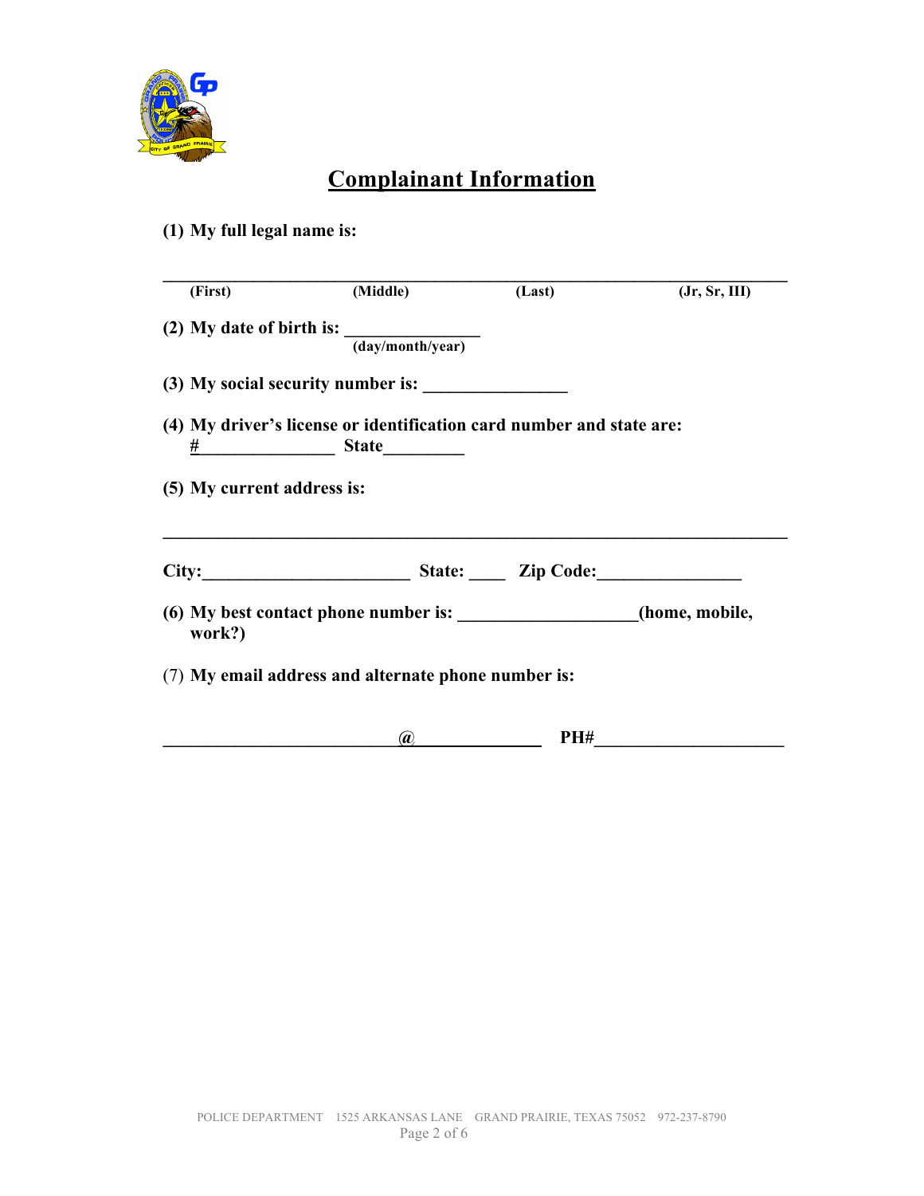# Complainant Information

**(1) My full legal name is:**

______________________________________________________________________

**(First)** **(Middle)** **(Last)** **(Jr, Sr, III)**

**(2) My date of birth is:** _______________
**(day/month/year)**

**(3) My social security number is:** ________________

**(4) My driver's license or identification card number and state are:**
**#**_______________ **State**_________

**(5) My current address is:**

______________________________________________________________________

**City:**______________________ **State:** ____ **Zip Code:**_______________

**(6) My best contact phone number is:** ___________________**(home, mobile, work?)**

(7) **My email address and alternate phone number is:**

_________________________**@**______________ **PH#**_____________________

POLICE DEPARTMENT 1525 ARKANSAS LANE GRAND PRAIRIE, TEXAS 75052 972-237-8790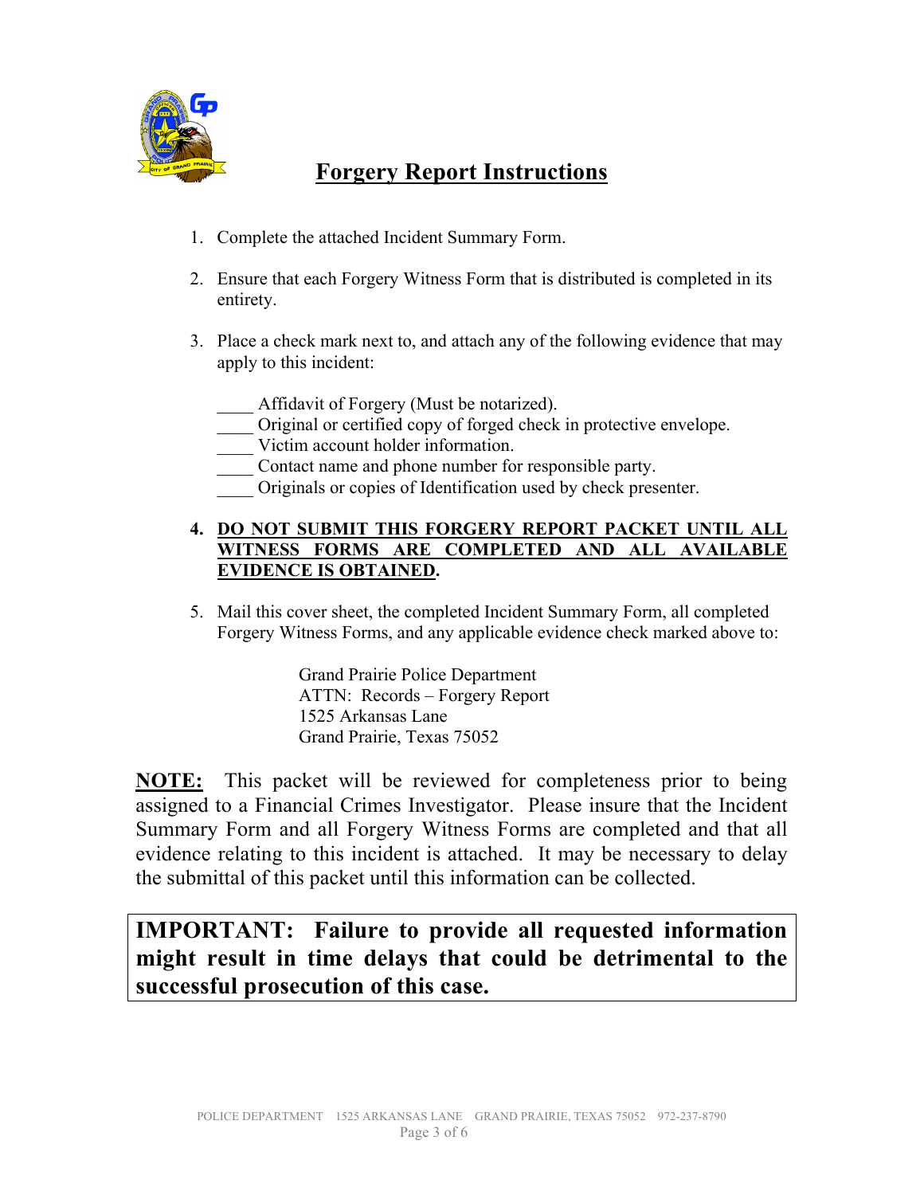# Forgery Report Instructions

1. Complete the attached Incident Summary Form.

2. Ensure that each Forgery Witness Form that is distributed is completed in its entirety.

3. Place a check mark next to, and attach any of the following evidence that may apply to this incident:

   ____ Affidavit of Forgery (Must be notarized).
   ____ Original or certified copy of forged check in protective envelope.
   ____ Victim account holder information.
   ____ Contact name and phone number for responsible party.
   ____ Originals or copies of Identification used by check presenter.

4. **DO NOT SUBMIT THIS FORGERY REPORT PACKET UNTIL ALL WITNESS FORMS ARE COMPLETED AND ALL AVAILABLE EVIDENCE IS OBTAINED.**

5. Mail this cover sheet, the completed Incident Summary Form, all completed Forgery Witness Forms, and any applicable evidence check marked above to:

   Grand Prairie Police Department
   ATTN: Records – Forgery Report
   1525 Arkansas Lane
   Grand Prairie, Texas 75052

**NOTE:** This packet will be reviewed for completeness prior to being assigned to a Financial Crimes Investigator. Please insure that the Incident Summary Form and all Forgery Witness Forms are completed and that all evidence relating to this incident is attached. It may be necessary to delay the submittal of this packet until this information can be collected.

**IMPORTANT: Failure to provide all requested information might result in time delays that could be detrimental to the successful prosecution of this case.**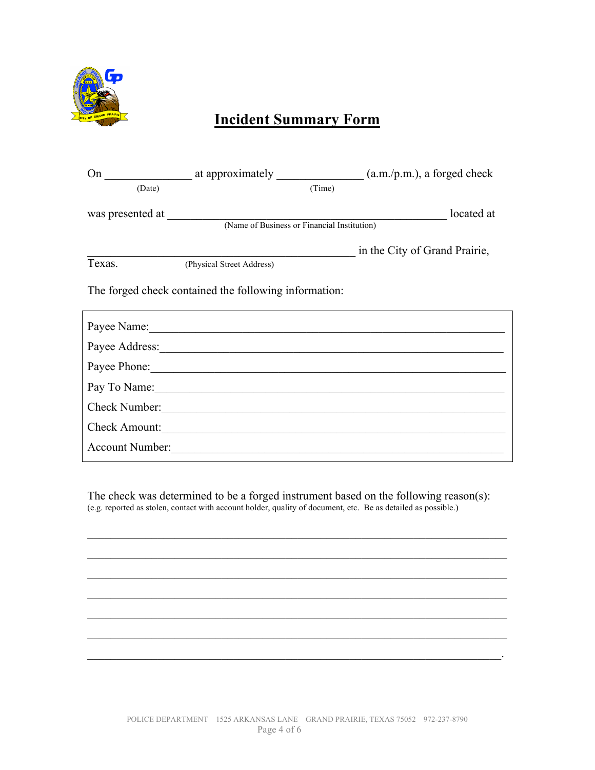# Incident Summary Form

On ______________ at approximately ______________ (a.m./p.m.), a forged check
(Date) (Time)

was presented at ______________________________________________ located at
(Name of Business or Financial Institution)

______________________________________________ in the City of Grand Prairie, Texas.
(Physical Street Address)

The forged check contained the following information:

Payee Name:______________________________________________________________

Payee Address:____________________________________________________________

Payee Phone:______________________________________________________________

Pay To Name:______________________________________________________________

Check Number:_____________________________________________________________

Check Amount:_____________________________________________________________

Account Number:___________________________________________________________

The check was determined to be a forged instrument based on the following reason(s):
(e.g. reported as stolen, contact with account holder, quality of document, etc. Be as detailed as possible.)

___________________________________________________________________________

___________________________________________________________________________

___________________________________________________________________________

___________________________________________________________________________

___________________________________________________________________________

___________________________________________________________________________

__________________________________________________________________________.

POLICE DEPARTMENT 1525 ARKANSAS LANE GRAND PRAIRIE, TEXAS 75052 972-237-8790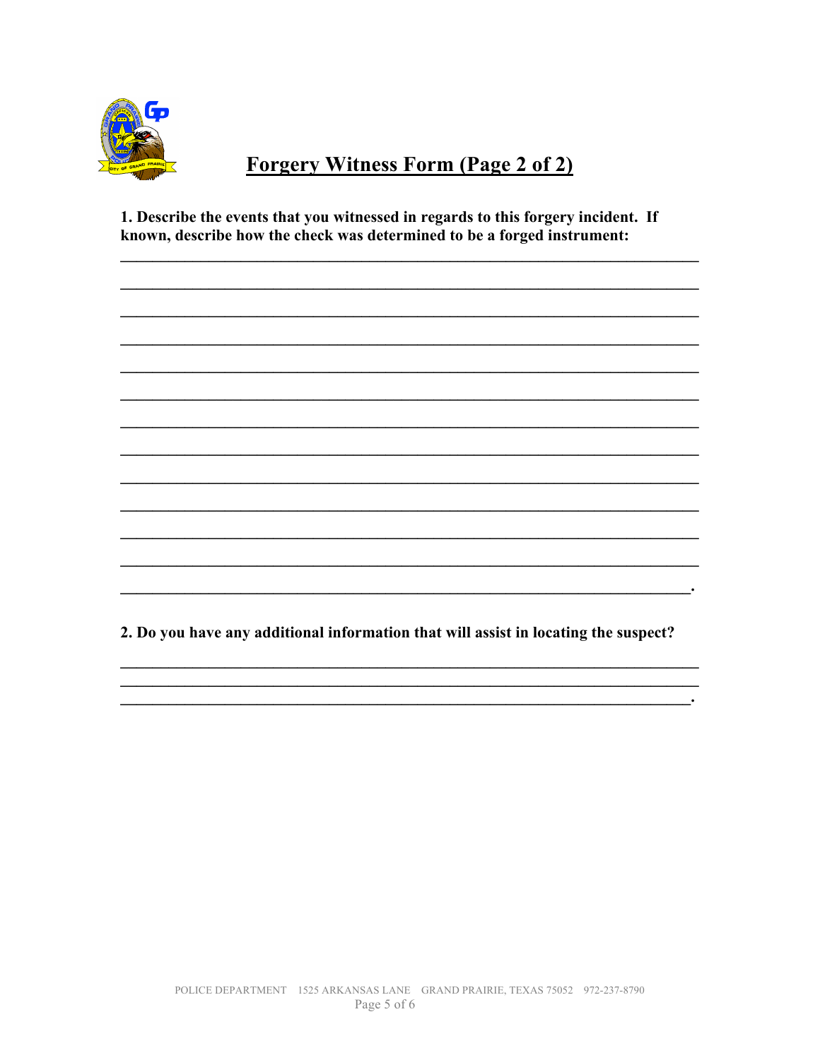# Forgery Witness Form (Page 2 of 2)

**1. Describe the events that you witnessed in regards to this forgery incident. If known, describe how the check was determined to be a forged instrument:**

_______________________________________________________________________________

_______________________________________________________________________________

_______________________________________________________________________________

_______________________________________________________________________________

_______________________________________________________________________________

_______________________________________________________________________________

_______________________________________________________________________________

_______________________________________________________________________________

_______________________________________________________________________________

_______________________________________________________________________________

_______________________________________________________________________________

_______________________________________________________________________________

______________________________________________________________________________.

**2. Do you have any additional information that will assist in locating the suspect?**

_______________________________________________________________________________

_______________________________________________________________________________

______________________________________________________________________________.

POLICE DEPARTMENT 1525 ARKANSAS LANE GRAND PRAIRIE, TEXAS 75052 972-237-8790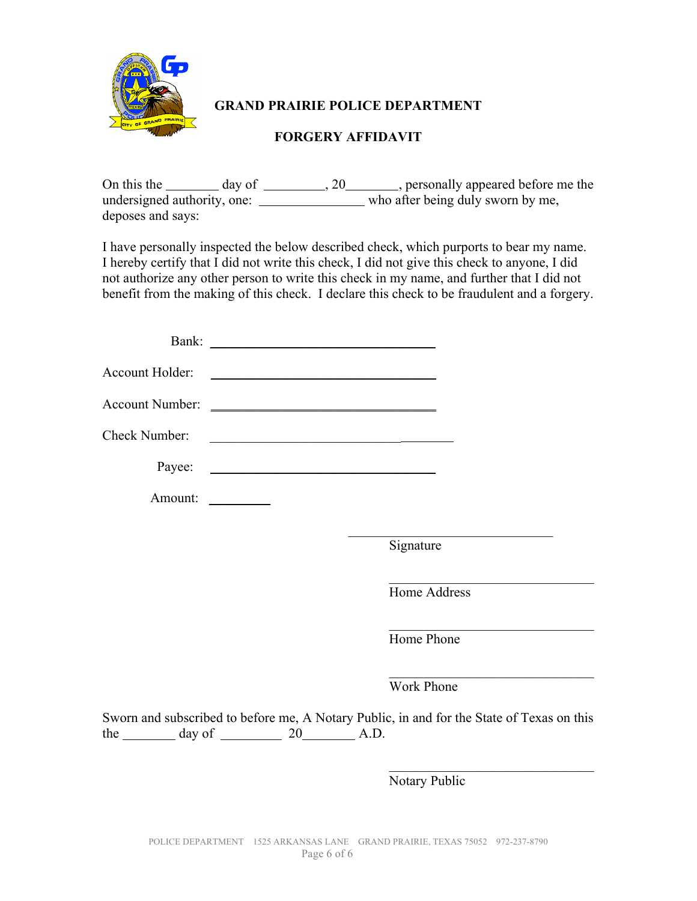# GRAND PRAIRIE POLICE DEPARTMENT

## FORGERY AFFIDAVIT

On this the ________ day of _________, 20________, personally appeared before me the undersigned authority, one: ________________ who after being duly sworn by me, deposes and says:

I have personally inspected the below described check, which purports to bear my name. I hereby certify that I did not write this check, I did not give this check to anyone, I did not authorize any other person to write this check in my name, and further that I did not benefit from the making of this check. I declare this check to be fraudulent and a forgery.

Bank: ___________________________________

Account Holder: ___________________________________

Account Number: ___________________________________

Check Number: ___________________________________

Payee: ___________________________________

Amount: __________

_______________________________
Signature

_______________________________
Home Address

_______________________________
Home Phone

_______________________________
Work Phone

Sworn and subscribed to before me, A Notary Public, in and for the State of Texas on this the ________ day of _________ 20________ A.D.

_______________________________
Notary Public

POLICE DEPARTMENT 1525 ARKANSAS LANE GRAND PRAIRIE, TEXAS 75052 972-237-8790